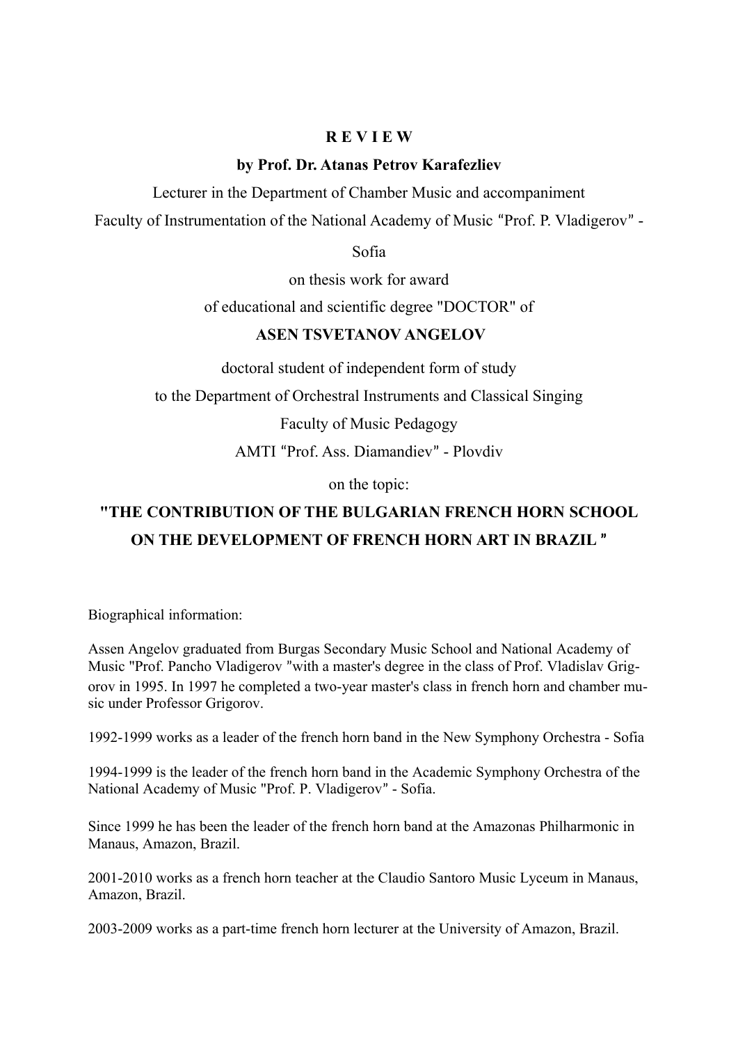**R E V I E W**

**by Prof. Dr. Atanas Petrov Karafezliev**

Lecturer in the Department of Chamber Music and accompaniment

Faculty of Instrumentation of the National Academy of Music "Prof. P. Vladigerov" - Sofia

on thesis work for award

of educational and scientific degree "DOCTOR" of

**ASEN TSVETANOV ANGELOV**

doctoral student of independent form of study

to the Department of Orchestral Instruments and Classical Singing

Faculty of Music Pedagogy

AMTI "Prof. Ass. Diamandiev" - Plovdiv

on the topic:

**"THE CONTRIBUTION OF THE BULGARIAN FRENCH HORN SCHOOL ON THE DEVELOPMENT OF FRENCH HORN ART IN BRAZIL "**

Biographical information:

Assen Angelov graduated from Burgas Secondary Music School and National Academy of Music "Prof. Pancho Vladigerov "with a master's degree in the class of Prof. Vladislav Grigorov in 1995. In 1997 he completed a two-year master's class in french horn and chamber music under Professor Grigorov.

1992-1999 works as a leader of the french horn band in the New Symphony Orchestra - Sofia

1994-1999 is the leader of the french horn band in the Academic Symphony Orchestra of the National Academy of Music "Prof. P. Vladigerov" - Sofia.

Since 1999 he has been the leader of the french horn band at the Amazonas Philharmonic in Manaus, Amazon, Brazil.

2001-2010 works as a french horn teacher at the Claudio Santoro Music Lyceum in Manaus, Amazon, Brazil.

2003-2009 works as a part-time french horn lecturer at the University of Amazon, Brazil.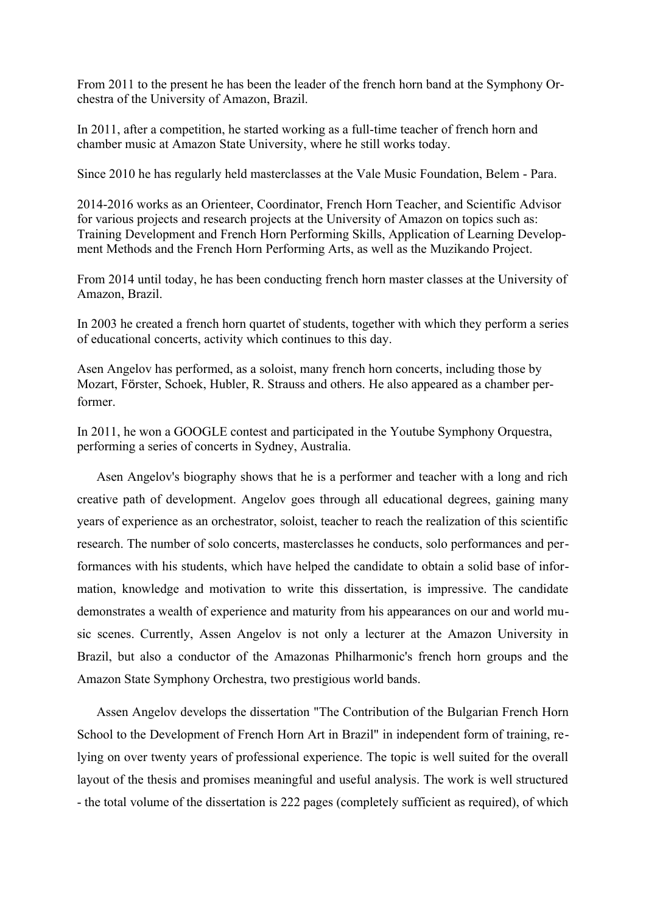From 2011 to the present he has been the leader of the french horn band at the Symphony Orchestra of the University of Amazon, Brazil.

In 2011, after a competition, he started working as a full-time teacher of french horn and chamber music at Amazon State University, where he still works today.

Since 2010 he has regularly held masterclasses at the Vale Music Foundation, Belem - Para.

2014-2016 works as an Orienteer, Coordinator, French Horn Teacher, and Scientific Advisor for various projects and research projects at the University of Amazon on topics such as: Training Development and French Horn Performing Skills, Application of Learning Development Methods and the French Horn Performing Arts, as well as the Muzikando Project.

From 2014 until today, he has been conducting french horn master classes at the University of Amazon, Brazil.

In 2003 he created a french horn quartet of students, together with which they perform a series of educational concerts, activity which continues to this day.

Asen Angelov has performed, as a soloist, many french horn concerts, including those by Mozart, Förster, Schoek, Hubler, R. Strauss and others. He also appeared as a chamber performer.

In 2011, he won a GOOGLE contest and participated in the Youtube Symphony Orquestra, performing a series of concerts in Sydney, Australia.

Asen Angelov's biography shows that he is a performer and teacher with a long and rich creative path of development. Angelov goes through all educational degrees, gaining many years of experience as an orchestrator, soloist, teacher to reach the realization of this scientific research. The number of solo concerts, masterclasses he conducts, solo performances and performances with his students, which have helped the candidate to obtain a solid base of information, knowledge and motivation to write this dissertation, is impressive. The candidate demonstrates a wealth of experience and maturity from his appearances on our and world music scenes. Currently, Assen Angelov is not only a lecturer at the Amazon University in Brazil, but also a conductor of the Amazonas Philharmonic's french horn groups and the Amazon State Symphony Orchestra, two prestigious world bands.

Assen Angelov develops the dissertation "The Contribution of the Bulgarian French Horn School to the Development of French Horn Art in Brazil" in independent form of training, relying on over twenty years of professional experience. The topic is well suited for the overall layout of the thesis and promises meaningful and useful analysis. The work is well structured - the total volume of the dissertation is 222 pages (completely sufficient as required), of which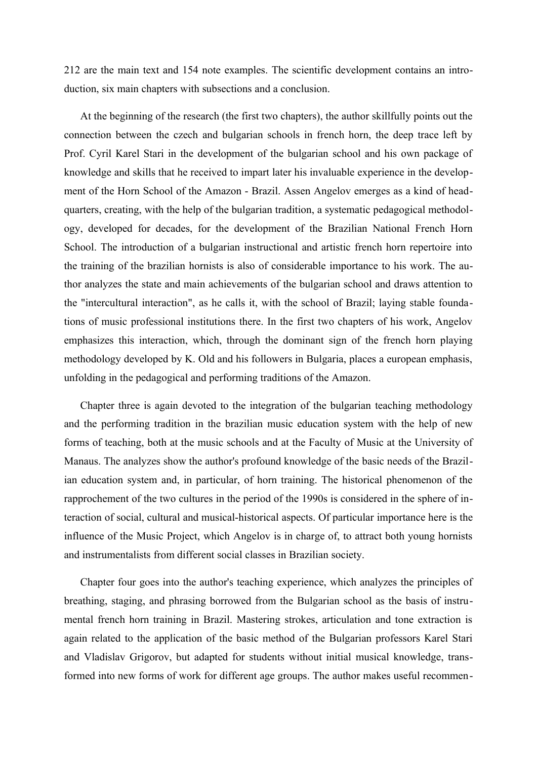212 are the main text and 154 note examples. The scientific development contains an introduction, six main chapters with subsections and a conclusion.

At the beginning of the research (the first two chapters), the author skillfully points out the connection between the czech and bulgarian schools in french horn, the deep trace left by Prof. Cyril Karel Stari in the development of the bulgarian school and his own package of knowledge and skills that he received to impart later his invaluable experience in the development of the Horn School of the Amazon - Brazil. Assen Angelov emerges as a kind of headquarters, creating, with the help of the bulgarian tradition, a systematic pedagogical methodology, developed for decades, for the development of the Brazilian National French Horn School. The introduction of a bulgarian instructional and artistic french horn repertoire into the training of the brazilian hornists is also of considerable importance to his work. The author analyzes the state and main achievements of the bulgarian school and draws attention to the "intercultural interaction", as he calls it, with the school of Brazil; laying stable foundations of music professional institutions there. In the first two chapters of his work, Angelov emphasizes this interaction, which, through the dominant sign of the french horn playing methodology developed by K. Old and his followers in Bulgaria, places a european emphasis, unfolding in the pedagogical and performing traditions of the Amazon.

Chapter three is again devoted to the integration of the bulgarian teaching methodology and the performing tradition in the brazilian music education system with the help of new forms of teaching, both at the music schools and at the Faculty of Music at the University of Manaus. The analyzes show the author's profound knowledge of the basic needs of the Brazilian education system and, in particular, of horn training. The historical phenomenon of the rapprochement of the two cultures in the period of the 1990s is considered in the sphere of interaction of social, cultural and musical-historical aspects. Of particular importance here is the influence of the Music Project, which Angelov is in charge of, to attract both young hornists and instrumentalists from different social classes in Brazilian society.

Chapter four goes into the author's teaching experience, which analyzes the principles of breathing, staging, and phrasing borrowed from the Bulgarian school as the basis of instrumental french horn training in Brazil. Mastering strokes, articulation and tone extraction is again related to the application of the basic method of the Bulgarian professors Karel Stari and Vladislav Grigorov, but adapted for students without initial musical knowledge, transformed into new forms of work for different age groups. The author makes useful recommen-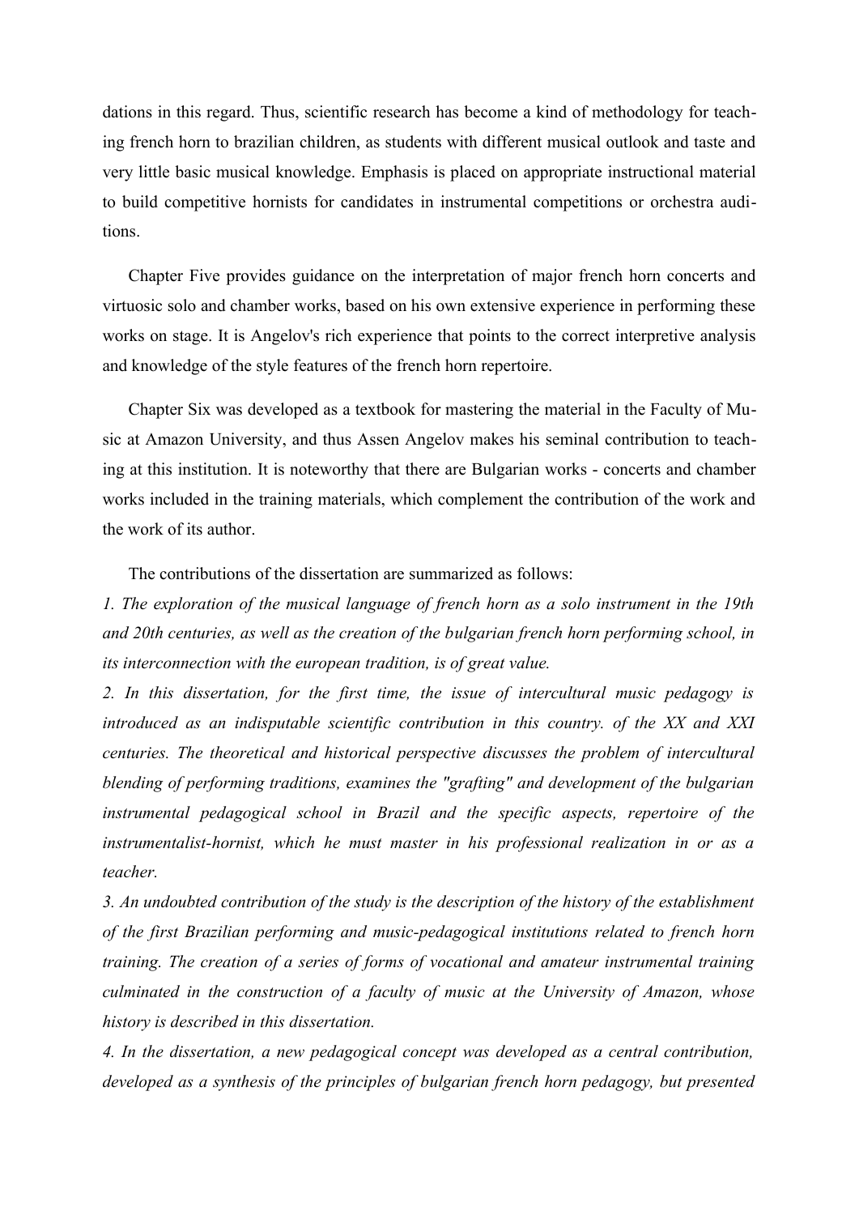dations in this regard. Thus, scientific research has become a kind of methodology for teaching french horn to brazilian children, as students with different musical outlook and taste and very little basic musical knowledge. Emphasis is placed on appropriate instructional material to build competitive hornists for candidates in instrumental competitions or orchestra auditions.

Chapter Five provides guidance on the interpretation of major french horn concerts and virtuosic solo and chamber works, based on his own extensive experience in performing these works on stage. It is Angelov's rich experience that points to the correct interpretive analysis and knowledge of the style features of the french horn repertoire.

Chapter Six was developed as a textbook for mastering the material in the Faculty of Music at Amazon University, and thus Assen Angelov makes his seminal contribution to teaching at this institution. It is noteworthy that there are Bulgarian works - concerts and chamber works included in the training materials, which complement the contribution of the work and the work of its author.

The contributions of the dissertation are summarized as follows:

*1. The exploration of the musical language of french horn as a solo instrument in the 19th and 20th centuries, as well as the creation of the bulgarian french horn performing school, in its interconnection with the european tradition, is of great value.*

*2. In this dissertation, for the first time, the issue of intercultural music pedagogy is introduced as an indisputable scientific contribution in this country. of the XX and XXI centuries. The theoretical and historical perspective discusses the problem of intercultural blending of performing traditions, examines the "grafting" and development of the bulgarian instrumental pedagogical school in Brazil and the specific aspects, repertoire of the instrumentalist-hornist, which he must master in his professional realization in or as a teacher.*

*3. An undoubted contribution of the study is the description of the history of the establishment of the first Brazilian performing and music-pedagogical institutions related to french horn training. The creation of a series of forms of vocational and amateur instrumental training culminated in the construction of a faculty of music at the University of Amazon, whose history is described in this dissertation.*

*4. In the dissertation, a new pedagogical concept was developed as a central contribution, developed as a synthesis of the principles of bulgarian french horn pedagogy, but presented*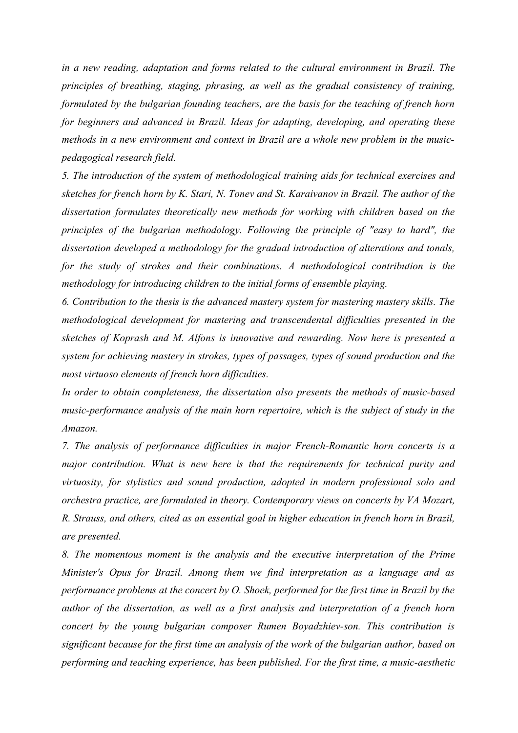*in a new reading, adaptation and forms related to the cultural environment in Brazil. The principles of breathing, staging, phrasing, as well as the gradual consistency of training, formulated by the bulgarian founding teachers, are the basis for the teaching of french horn for beginners and advanced in Brazil. Ideas for adapting, developing, and operating these methods in a new environment and context in Brazil are a whole new problem in the music-pedagogical research field.*

*5. The introduction of the system of methodological training aids for technical exercises and sketches for french horn by K. Stari, N. Tonev and St. Karaivanov in Brazil. The author of the dissertation formulates theoretically new methods for working with children based on the principles of the bulgarian methodology. Following the principle of "easy to hard", the dissertation developed a methodology for the gradual introduction of alterations and tonals, for the study of strokes and their combinations. A methodological contribution is the methodology for introducing children to the initial forms of ensemble playing.*

*6. Contribution to the thesis is the advanced mastery system for mastering mastery skills. The methodological development for mastering and transcendental difficulties presented in the sketches of Koprash and M. Alfons is innovative and rewarding. Now here is presented a system for achieving mastery in strokes, types of passages, types of sound production and the most virtuoso elements of french horn difficulties.*

*In order to obtain completeness, the dissertation also presents the methods of music-based music-performance analysis of the main horn repertoire, which is the subject of study in the Amazon.*

*7. The analysis of performance difficulties in major French-Romantic horn concerts is a major contribution. What is new here is that the requirements for technical purity and virtuosity, for stylistics and sound production, adopted in modern professional solo and orchestra practice, are formulated in theory. Contemporary views on concerts by VA Mozart, R. Strauss, and others, cited as an essential goal in higher education in french horn in Brazil, are presented.*

*8. The momentous moment is the analysis and the executive interpretation of the Prime Minister's Opus for Brazil. Among them we find interpretation as a language and as performance problems at the concert by O. Shoek, performed for the first time in Brazil by the author of the dissertation, as well as a first analysis and interpretation of a french horn concert by the young bulgarian composer Rumen Boyadzhiev-son. This contribution is significant because for the first time an analysis of the work of the bulgarian author, based on performing and teaching experience, has been published. For the first time, a music-aesthetic*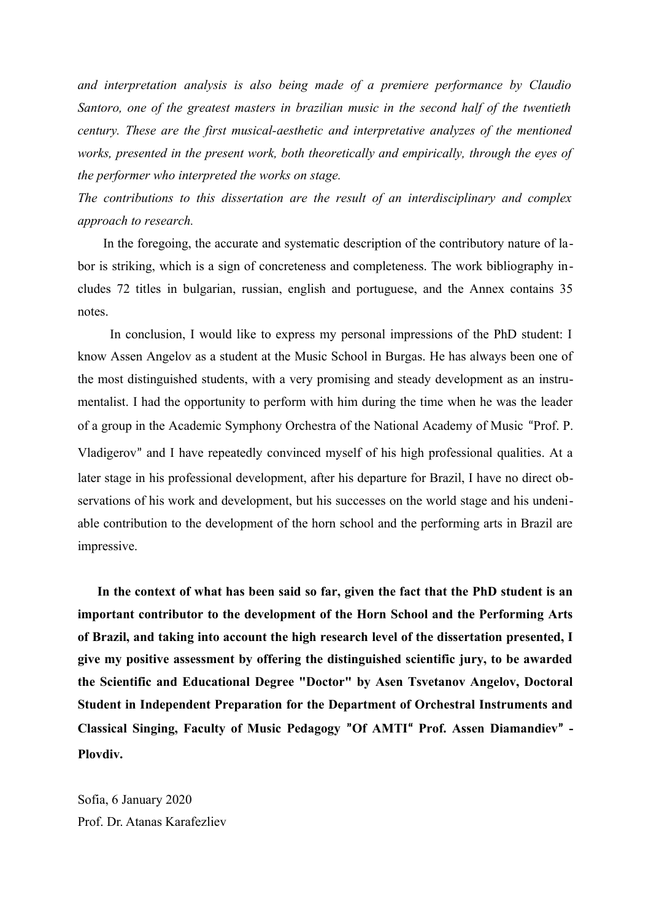*and interpretation analysis is also being made of a premiere performance by Claudio Santoro, one of the greatest masters in brazilian music in the second half of the twentieth century. These are the first musical-aesthetic and interpretative analyzes of the mentioned works, presented in the present work, both theoretically and empirically, through the eyes of the performer who interpreted the works on stage.*

*The contributions to this dissertation are the result of an interdisciplinary and complex approach to research.*

In the foregoing, the accurate and systematic description of the contributory nature of labor is striking, which is a sign of concreteness and completeness. The work bibliography includes 72 titles in bulgarian, russian, english and portuguese, and the Annex contains 35 notes.

In conclusion, I would like to express my personal impressions of the PhD student: I know Assen Angelov as a student at the Music School in Burgas. He has always been one of the most distinguished students, with a very promising and steady development as an instrumentalist. I had the opportunity to perform with him during the time when he was the leader of a group in the Academic Symphony Orchestra of the National Academy of Music "Prof. P. Vladigerov" and I have repeatedly convinced myself of his high professional qualities. At a later stage in his professional development, after his departure for Brazil, I have no direct observations of his work and development, but his successes on the world stage and his undeniable contribution to the development of the horn school and the performing arts in Brazil are impressive.

**In the context of what has been said so far, given the fact that the PhD student is an important contributor to the development of the Horn School and the Performing Arts of Brazil, and taking into account the high research level of the dissertation presented, I give my positive assessment by offering the distinguished scientific jury, to be awarded the Scientific and Educational Degree "Doctor" by Asen Tsvetanov Angelov, Doctoral Student in Independent Preparation for the Department of Orchestral Instruments and Classical Singing, Faculty of Music Pedagogy "Of AMTI" Prof. Assen Diamandiev" - Plovdiv.**

Sofia, 6 January 2020

Prof. Dr. Atanas Karafezliev